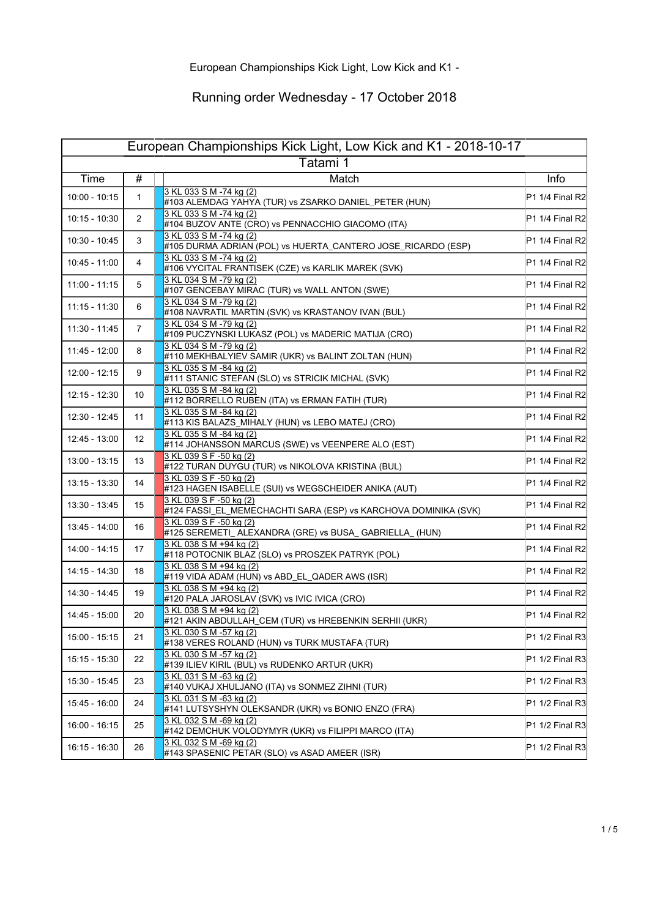European Championships Kick Light, Low Kick and K1 -

# Running order Wednesday - 17 October 2018

## European Championships Kick Light, Low Kick and K1 - 2018-10-17

### Tatami 1

| Time | # | Match | Info |
|---|---|---|---|
| 10:00 - 10:15 | 1 | 3 KL 033 S M -74 kg (2)<br>#103 ALEMDAG YAHYA (TUR) vs ZSARKO DANIEL_PETER (HUN) | P1 1/4 Final R2 |
| 10:15 - 10:30 | 2 | 3 KL 033 S M -74 kg (2)<br>#104 BUZOV ANTE (CRO) vs PENNACCHIO GIACOMO (ITA) | P1 1/4 Final R2 |
| 10:30 - 10:45 | 3 | 3 KL 033 S M -74 kg (2)<br>#105 DURMA ADRIAN (POL) vs HUERTA_CANTERO JOSE_RICARDO (ESP) | P1 1/4 Final R2 |
| 10:45 - 11:00 | 4 | 3 KL 033 S M -74 kg (2)<br>#106 VYCITAL FRANTISEK (CZE) vs KARLIK MAREK (SVK) | P1 1/4 Final R2 |
| 11:00 - 11:15 | 5 | 3 KL 034 S M -79 kg (2)<br>#107 GENCEBAY MIRAC (TUR) vs WALL ANTON (SWE) | P1 1/4 Final R2 |
| 11:15 - 11:30 | 6 | 3 KL 034 S M -79 kg (2)<br>#108 NAVRATIL MARTIN (SVK) vs KRASTANOV IVAN (BUL) | P1 1/4 Final R2 |
| 11:30 - 11:45 | 7 | 3 KL 034 S M -79 kg (2)<br>#109 PUCZYNSKI LUKASZ (POL) vs MADERIC MATIJA (CRO) | P1 1/4 Final R2 |
| 11:45 - 12:00 | 8 | 3 KL 034 S M -79 kg (2)<br>#110 MEKHBALYIEV SAMIR (UKR) vs BALINT ZOLTAN (HUN) | P1 1/4 Final R2 |
| 12:00 - 12:15 | 9 | 3 KL 035 S M -84 kg (2)<br>#111 STANIC STEFAN (SLO) vs STRICIK MICHAL (SVK) | P1 1/4 Final R2 |
| 12:15 - 12:30 | 10 | 3 KL 035 S M -84 kg (2)<br>#112 BORRELLO RUBEN (ITA) vs ERMAN FATIH (TUR) | P1 1/4 Final R2 |
| 12:30 - 12:45 | 11 | 3 KL 035 S M -84 kg (2)<br>#113 KIS BALAZS_MIHALY (HUN) vs LEBO MATEJ (CRO) | P1 1/4 Final R2 |
| 12:45 - 13:00 | 12 | 3 KL 035 S M -84 kg (2)<br>#114 JOHANSSON MARCUS (SWE) vs VEENPERE ALO (EST) | P1 1/4 Final R2 |
| 13:00 - 13:15 | 13 | 3 KL 039 S F -50 kg (2)<br>#122 TURAN DUYGU (TUR) vs NIKOLOVA KRISTINA (BUL) | P1 1/4 Final R2 |
| 13:15 - 13:30 | 14 | 3 KL 039 S F -50 kg (2)<br>#123 HAGEN ISABELLE (SUI) vs WEGSCHEIDER ANIKA (AUT) | P1 1/4 Final R2 |
| 13:30 - 13:45 | 15 | 3 KL 039 S F -50 kg (2)<br>#124 FASSI_EL_MEMECHACHTI SARA (ESP) vs KARCHOVA DOMINIKA (SVK) | P1 1/4 Final R2 |
| 13:45 - 14:00 | 16 | 3 KL 039 S F -50 kg (2)<br>#125 SEREMETI_ ALEXANDRA (GRE) vs BUSA_ GABRIELLA_ (HUN) | P1 1/4 Final R2 |
| 14:00 - 14:15 | 17 | 3 KL 038 S M +94 kg (2)<br>#118 POTOCNIK BLAZ (SLO) vs PROSZEK PATRYK (POL) | P1 1/4 Final R2 |
| 14:15 - 14:30 | 18 | 3 KL 038 S M +94 kg (2)<br>#119 VIDA ADAM (HUN) vs ABD_EL_QADER AWS (ISR) | P1 1/4 Final R2 |
| 14:30 - 14:45 | 19 | 3 KL 038 S M +94 kg (2)<br>#120 PALA JAROSLAV (SVK) vs IVIC IVICA (CRO) | P1 1/4 Final R2 |
| 14:45 - 15:00 | 20 | 3 KL 038 S M +94 kg (2)<br>#121 AKIN ABDULLAH_CEM (TUR) vs HREBENKIN SERHII (UKR) | P1 1/4 Final R2 |
| 15:00 - 15:15 | 21 | 3 KL 030 S M -57 kg (2)<br>#138 VERES ROLAND (HUN) vs TURK MUSTAFA (TUR) | P1 1/2 Final R3 |
| 15:15 - 15:30 | 22 | 3 KL 030 S M -57 kg (2)<br>#139 ILIEV KIRIL (BUL) vs RUDENKO ARTUR (UKR) | P1 1/2 Final R3 |
| 15:30 - 15:45 | 23 | 3 KL 031 S M -63 kg (2)<br>#140 VUKAJ XHULJANO (ITA) vs SONMEZ ZIHNI (TUR) | P1 1/2 Final R3 |
| 15:45 - 16:00 | 24 | 3 KL 031 S M -63 kg (2)<br>#141 LUTSYSHYN OLEKSANDR (UKR) vs BONIO ENZO (FRA) | P1 1/2 Final R3 |
| 16:00 - 16:15 | 25 | 3 KL 032 S M -69 kg (2)<br>#142 DEMCHUK VOLODYMYR (UKR) vs FILIPPI MARCO (ITA) | P1 1/2 Final R3 |
| 16:15 - 16:30 | 26 | 3 KL 032 S M -69 kg (2)<br>#143 SPASENIC PETAR (SLO) vs ASAD AMEER (ISR) | P1 1/2 Final R3 |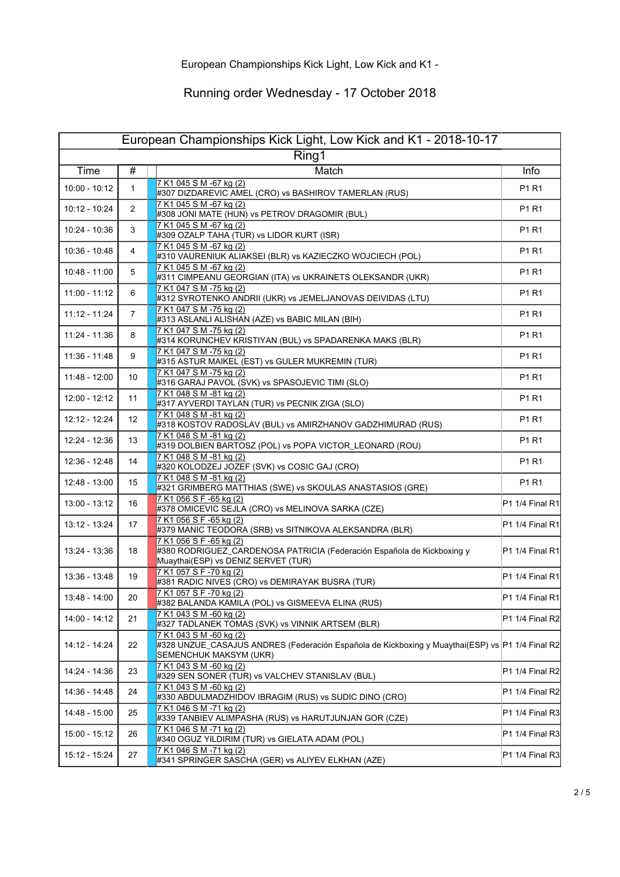European Championships Kick Light, Low Kick and K1 -

Running order Wednesday - 17 October 2018

| European Championships Kick Light, Low Kick and K1 - 2018-10-17 | | | |
|---|---|---|---|
| Ring1 | | | |
| Time | # | Match | Info |
| 10:00 - 10:12 | 1 | 7 K1 045 S M -67 kg (2)<br>#307 DIZDAREVIC AMEL (CRO) vs BASHIROV TAMERLAN (RUS) | P1 R1 |
| 10:12 - 10:24 | 2 | 7 K1 045 S M -67 kg (2)<br>#308 JONI MATE (HUN) vs PETROV DRAGOMIR (BUL) | P1 R1 |
| 10:24 - 10:36 | 3 | 7 K1 045 S M -67 kg (2)<br>#309 OZALP TAHA (TUR) vs LIDOR KURT (ISR) | P1 R1 |
| 10:36 - 10:48 | 4 | 7 K1 045 S M -67 kg (2)<br>#310 VAURENIUK ALIAKSEI (BLR) vs KAZIECZKO WOJCIECH (POL) | P1 R1 |
| 10:48 - 11:00 | 5 | 7 K1 045 S M -67 kg (2)<br>#311 CIMPEANU GEORGIAN (ITA) vs UKRAINETS OLEKSANDR (UKR) | P1 R1 |
| 11:00 - 11:12 | 6 | 7 K1 047 S M -75 kg (2)<br>#312 SYROTENKO ANDRII (UKR) vs JEMELJANOVAS DEIVIDAS (LTU) | P1 R1 |
| 11:12 - 11:24 | 7 | 7 K1 047 S M -75 kg (2)<br>#313 ASLANLI ALISHAN (AZE) vs BABIC MILAN (BIH) | P1 R1 |
| 11:24 - 11:36 | 8 | 7 K1 047 S M -75 kg (2)<br>#314 KORUNCHEV KRISTIYAN (BUL) vs SPADARENKA MAKS (BLR) | P1 R1 |
| 11:36 - 11:48 | 9 | 7 K1 047 S M -75 kg (2)<br>#315 ASTUR MAIKEL (EST) vs GULER MUKREMIN (TUR) | P1 R1 |
| 11:48 - 12:00 | 10 | 7 K1 047 S M -75 kg (2)<br>#316 GARAJ PAVOL (SVK) vs SPASOJEVIC TIMI (SLO) | P1 R1 |
| 12:00 - 12:12 | 11 | 7 K1 048 S M -81 kg (2)<br>#317 AYVERDI TAYLAN (TUR) vs PECNIK ZIGA (SLO) | P1 R1 |
| 12:12 - 12:24 | 12 | 7 K1 048 S M -81 kg (2)<br>#318 KOSTOV RADOSLAV (BUL) vs AMIRZHANOV GADZHIMURAD (RUS) | P1 R1 |
| 12:24 - 12:36 | 13 | 7 K1 048 S M -81 kg (2)<br>#319 DOLBIEN BARTOSZ (POL) vs POPA VICTOR_LEONARD (ROU) | P1 R1 |
| 12:36 - 12:48 | 14 | 7 K1 048 S M -81 kg (2)<br>#320 KOLODZEJ JOZEF (SVK) vs COSIC GAJ (CRO) | P1 R1 |
| 12:48 - 13:00 | 15 | 7 K1 048 S M -81 kg (2)<br>#321 GRIMBERG MATTHIAS (SWE) vs SKOULAS ANASTASIOS (GRE) | P1 R1 |
| 13:00 - 13:12 | 16 | 7 K1 056 S F -65 kg (2)<br>#378 OMICEVIC SEJLA (CRO) vs MELINOVA SARKA (CZE) | P1 1/4 Final R1 |
| 13:12 - 13:24 | 17 | 7 K1 056 S F -65 kg (2)<br>#379 MANIC TEODORA (SRB) vs SITNIKOVA ALEKSANDRA (BLR) | P1 1/4 Final R1 |
| 13:24 - 13:36 | 18 | 7 K1 056 S F -65 kg (2)<br>#380 RODRIGUEZ_CARDENOSA PATRICIA (Federación Española de Kickboxing y Muaythai(ESP) vs DENIZ SERVET (TUR) | P1 1/4 Final R1 |
| 13:36 - 13:48 | 19 | 7 K1 057 S F -70 kg (2)<br>#381 RADIC NIVES (CRO) vs DEMIRAYAK BUSRA (TUR) | P1 1/4 Final R1 |
| 13:48 - 14:00 | 20 | 7 K1 057 S F -70 kg (2)<br>#382 BALANDA KAMILA (POL) vs GISMEEVA ELINA (RUS) | P1 1/4 Final R1 |
| 14:00 - 14:12 | 21 | 7 K1 043 S M -60 kg (2)<br>#327 TADLANEK TOMAS (SVK) vs VINNIK ARTSEM (BLR) | P1 1/4 Final R2 |
| 14:12 - 14:24 | 22 | 7 K1 043 S M -60 kg (2)<br>#328 UNZUE_CASAJUS ANDRES (Federación Española de Kickboxing y Muaythai(ESP) vs SEMENCHUK MAKSYM (UKR) | P1 1/4 Final R2 |
| 14:24 - 14:36 | 23 | 7 K1 043 S M -60 kg (2)<br>#329 SEN SONER (TUR) vs VALCHEV STANISLAV (BUL) | P1 1/4 Final R2 |
| 14:36 - 14:48 | 24 | 7 K1 043 S M -60 kg (2)<br>#330 ABDULMADZHIDOV IBRAGIM (RUS) vs SUDIC DINO (CRO) | P1 1/4 Final R2 |
| 14:48 - 15:00 | 25 | 7 K1 046 S M -71 kg (2)<br>#339 TANBIEV ALIMPASHA (RUS) vs HARUTJUNJAN GOR (CZE) | P1 1/4 Final R3 |
| 15:00 - 15:12 | 26 | 7 K1 046 S M -71 kg (2)<br>#340 OGUZ YILDIRIM (TUR) vs GIELATA ADAM (POL) | P1 1/4 Final R3 |
| 15:12 - 15:24 | 27 | 7 K1 046 S M -71 kg (2)<br>#341 SPRINGER SASCHA (GER) vs ALIYEV ELKHAN (AZE) | P1 1/4 Final R3 |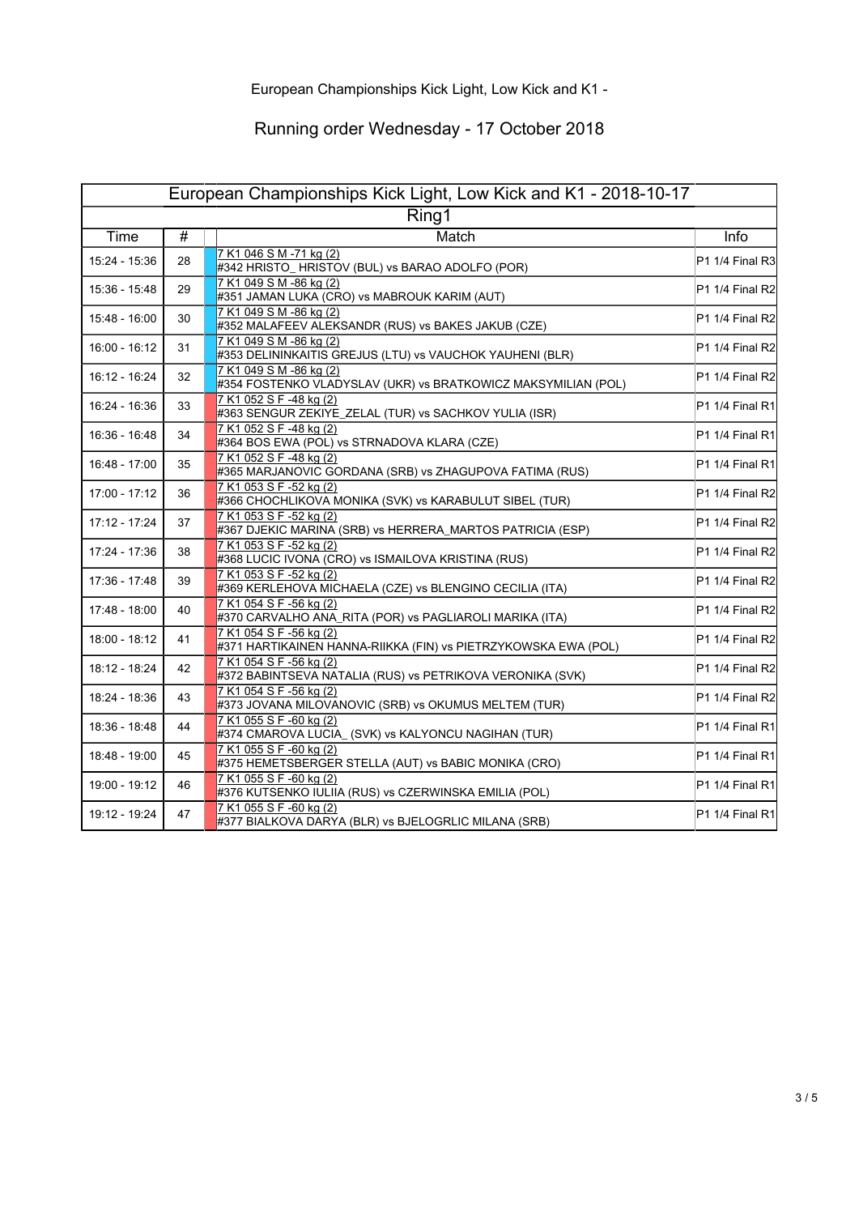European Championships Kick Light, Low Kick and K1 -

Running order Wednesday - 17 October 2018

| European Championships Kick Light, Low Kick and K1 - 2018-10-17 | | | |
|---|---|---|---|
| Ring1 | | | |
| Time | # | Match | Info |
| 15:24 - 15:36 | 28 | 7 K1 046 S M -71 kg (2)<br>#342 HRISTO_ HRISTOV (BUL) vs BARAO ADOLFO (POR) | P1 1/4 Final R3 |
| 15:36 - 15:48 | 29 | 7 K1 049 S M -86 kg (2)<br>#351 JAMAN LUKA (CRO) vs MABROUK KARIM (AUT) | P1 1/4 Final R2 |
| 15:48 - 16:00 | 30 | 7 K1 049 S M -86 kg (2)<br>#352 MALAFEEV ALEKSANDR (RUS) vs BAKES JAKUB (CZE) | P1 1/4 Final R2 |
| 16:00 - 16:12 | 31 | 7 K1 049 S M -86 kg (2)<br>#353 DELININKAITIS GREJUS (LTU) vs VAUCHOK YAUHENI (BLR) | P1 1/4 Final R2 |
| 16:12 - 16:24 | 32 | 7 K1 049 S M -86 kg (2)<br>#354 FOSTENKO VLADYSLAV (UKR) vs BRATKOWICZ MAKSYMILIAN (POL) | P1 1/4 Final R2 |
| 16:24 - 16:36 | 33 | 7 K1 052 S F -48 kg (2)<br>#363 SENGUR ZEKIYE_ZELAL (TUR) vs SACHKOV YULIA (ISR) | P1 1/4 Final R1 |
| 16:36 - 16:48 | 34 | 7 K1 052 S F -48 kg (2)<br>#364 BOS EWA (POL) vs STRNADOVA KLARA (CZE) | P1 1/4 Final R1 |
| 16:48 - 17:00 | 35 | 7 K1 052 S F -48 kg (2)<br>#365 MARJANOVIC GORDANA (SRB) vs ZHAGUPOVA FATIMA (RUS) | P1 1/4 Final R1 |
| 17:00 - 17:12 | 36 | 7 K1 053 S F -52 kg (2)<br>#366 CHOCHLIKOVA MONIKA (SVK) vs KARABULUT SIBEL (TUR) | P1 1/4 Final R2 |
| 17:12 - 17:24 | 37 | 7 K1 053 S F -52 kg (2)<br>#367 DJEKIC MARINA (SRB) vs HERRERA_MARTOS PATRICIA (ESP) | P1 1/4 Final R2 |
| 17:24 - 17:36 | 38 | 7 K1 053 S F -52 kg (2)<br>#368 LUCIC IVONA (CRO) vs ISMAILOVA KRISTINA (RUS) | P1 1/4 Final R2 |
| 17:36 - 17:48 | 39 | 7 K1 053 S F -52 kg (2)<br>#369 KERLEHOVA MICHAELA (CZE) vs BLENGINO CECILIA (ITA) | P1 1/4 Final R2 |
| 17:48 - 18:00 | 40 | 7 K1 054 S F -56 kg (2)<br>#370 CARVALHO ANA_RITA (POR) vs PAGLIAROLI MARIKA (ITA) | P1 1/4 Final R2 |
| 18:00 - 18:12 | 41 | 7 K1 054 S F -56 kg (2)<br>#371 HARTIKAINEN HANNA-RIIKKA (FIN) vs PIETRZYKOWSKA EWA (POL) | P1 1/4 Final R2 |
| 18:12 - 18:24 | 42 | 7 K1 054 S F -56 kg (2)<br>#372 BABINTSEVA NATALIA (RUS) vs PETRIKOVA VERONIKA (SVK) | P1 1/4 Final R2 |
| 18:24 - 18:36 | 43 | 7 K1 054 S F -56 kg (2)<br>#373 JOVANA MILOVANOVIC (SRB) vs OKUMUS MELTEM (TUR) | P1 1/4 Final R2 |
| 18:36 - 18:48 | 44 | 7 K1 055 S F -60 kg (2)<br>#374 CMAROVA LUCIA_ (SVK) vs KALYONCU NAGIHAN (TUR) | P1 1/4 Final R1 |
| 18:48 - 19:00 | 45 | 7 K1 055 S F -60 kg (2)<br>#375 HEMETSBERGER STELLA (AUT) vs BABIC MONIKA (CRO) | P1 1/4 Final R1 |
| 19:00 - 19:12 | 46 | 7 K1 055 S F -60 kg (2)<br>#376 KUTSENKO IULIIA (RUS) vs CZERWINSKA EMILIA (POL) | P1 1/4 Final R1 |
| 19:12 - 19:24 | 47 | 7 K1 055 S F -60 kg (2)<br>#377 BIALKOVA DARYA (BLR) vs BJELOGRLIC MILANA (SRB) | P1 1/4 Final R1 |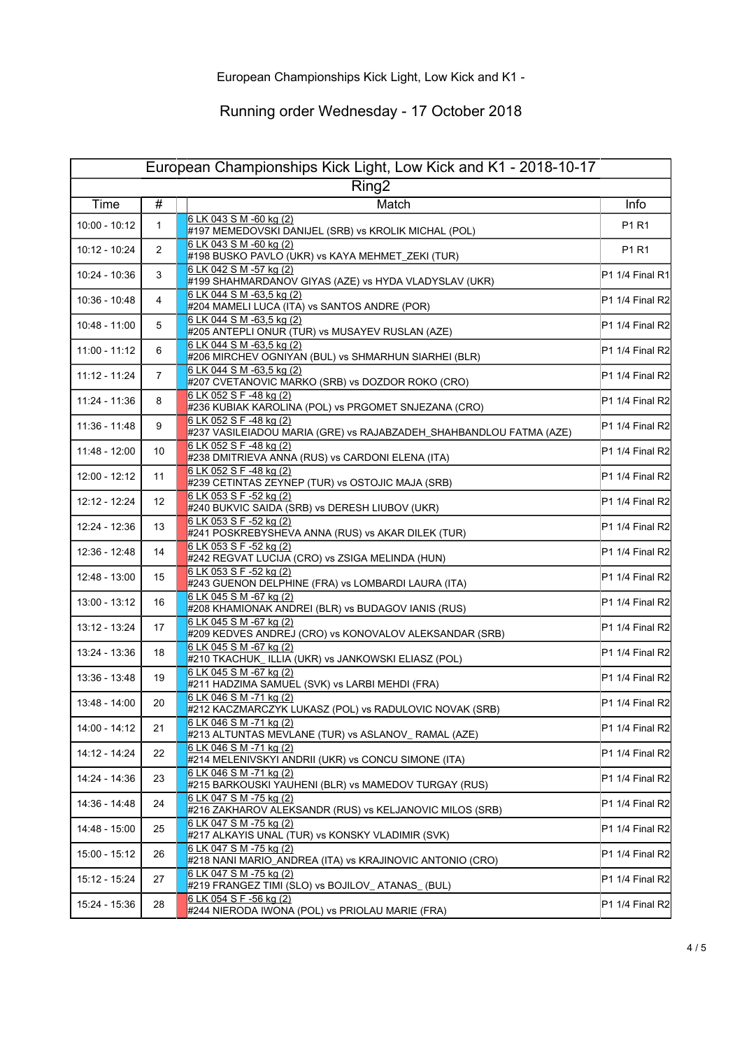European Championships Kick Light, Low Kick and K1 -

Running order Wednesday - 17 October 2018

| European Championships Kick Light, Low Kick and K1 - 2018-10-17 | | | |
|---|---|---|---|
| Ring2 | | | |
| Time | # | Match | Info |
| 10:00 - 10:12 | 1 | 6 LK 043 S M -60 kg (2)<br>#197 MEMEDOVSKI DANIJEL (SRB) vs KROLIK MICHAL (POL) | P1 R1 |
| 10:12 - 10:24 | 2 | 6 LK 043 S M -60 kg (2)<br>#198 BUSKO PAVLO (UKR) vs KAYA MEHMET_ZEKI (TUR) | P1 R1 |
| 10:24 - 10:36 | 3 | 6 LK 042 S M -57 kg (2)<br>#199 SHAHMARDANOV GIYAS (AZE) vs HYDA VLADYSLAV (UKR) | P1 1/4 Final R1 |
| 10:36 - 10:48 | 4 | 6 LK 044 S M -63,5 kg (2)<br>#204 MAMELI LUCA (ITA) vs SANTOS ANDRE (POR) | P1 1/4 Final R2 |
| 10:48 - 11:00 | 5 | 6 LK 044 S M -63,5 kg (2)<br>#205 ANTEPLI ONUR (TUR) vs MUSAYEV RUSLAN (AZE) | P1 1/4 Final R2 |
| 11:00 - 11:12 | 6 | 6 LK 044 S M -63,5 kg (2)<br>#206 MIRCHEV OGNIYAN (BUL) vs SHMARHUN SIARHEI (BLR) | P1 1/4 Final R2 |
| 11:12 - 11:24 | 7 | 6 LK 044 S M -63,5 kg (2)<br>#207 CVETANOVIC MARKO (SRB) vs DOZDOR ROKO (CRO) | P1 1/4 Final R2 |
| 11:24 - 11:36 | 8 | 6 LK 052 S F -48 kg (2)<br>#236 KUBIAK KAROLINA (POL) vs PRGOMET SNJEZANA (CRO) | P1 1/4 Final R2 |
| 11:36 - 11:48 | 9 | 6 LK 052 S F -48 kg (2)<br>#237 VASILEIADOU MARIA (GRE) vs RAJABZADEH_SHAHBANDLOU FATMA (AZE) | P1 1/4 Final R2 |
| 11:48 - 12:00 | 10 | 6 LK 052 S F -48 kg (2)<br>#238 DMITRIEVA ANNA (RUS) vs CARDONI ELENA (ITA) | P1 1/4 Final R2 |
| 12:00 - 12:12 | 11 | 6 LK 052 S F -48 kg (2)<br>#239 CETINTAS ZEYNEP (TUR) vs OSTOJIC MAJA (SRB) | P1 1/4 Final R2 |
| 12:12 - 12:24 | 12 | 6 LK 053 S F -52 kg (2)<br>#240 BUKVIC SAIDA (SRB) vs DERESH LIUBOV (UKR) | P1 1/4 Final R2 |
| 12:24 - 12:36 | 13 | 6 LK 053 S F -52 kg (2)<br>#241 POSKREBYSHEVA ANNA (RUS) vs AKAR DILEK (TUR) | P1 1/4 Final R2 |
| 12:36 - 12:48 | 14 | 6 LK 053 S F -52 kg (2)<br>#242 REGVAT LUCIJA (CRO) vs ZSIGA MELINDA (HUN) | P1 1/4 Final R2 |
| 12:48 - 13:00 | 15 | 6 LK 053 S F -52 kg (2)<br>#243 GUENON DELPHINE (FRA) vs LOMBARDI LAURA (ITA) | P1 1/4 Final R2 |
| 13:00 - 13:12 | 16 | 6 LK 045 S M -67 kg (2)<br>#208 KHAMIONAK ANDREI (BLR) vs BUDAGOV IANIS (RUS) | P1 1/4 Final R2 |
| 13:12 - 13:24 | 17 | 6 LK 045 S M -67 kg (2)<br>#209 KEDVES ANDREJ (CRO) vs KONOVALOV ALEKSANDAR (SRB) | P1 1/4 Final R2 |
| 13:24 - 13:36 | 18 | 6 LK 045 S M -67 kg (2)<br>#210 TKACHUK_ ILLIA (UKR) vs JANKOWSKI ELIASZ (POL) | P1 1/4 Final R2 |
| 13:36 - 13:48 | 19 | 6 LK 045 S M -67 kg (2)<br>#211 HADZIMA SAMUEL (SVK) vs LARBI MEHDI (FRA) | P1 1/4 Final R2 |
| 13:48 - 14:00 | 20 | 6 LK 046 S M -71 kg (2)<br>#212 KACZMARCZYK LUKASZ (POL) vs RADULOVIC NOVAK (SRB) | P1 1/4 Final R2 |
| 14:00 - 14:12 | 21 | 6 LK 046 S M -71 kg (2)<br>#213 ALTUNTAS MEVLANE (TUR) vs ASLANOV_ RAMAL (AZE) | P1 1/4 Final R2 |
| 14:12 - 14:24 | 22 | 6 LK 046 S M -71 kg (2)<br>#214 MELENIVSKYI ANDRII (UKR) vs CONCU SIMONE (ITA) | P1 1/4 Final R2 |
| 14:24 - 14:36 | 23 | 6 LK 046 S M -71 kg (2)<br>#215 BARKOUSKI YAUHENI (BLR) vs MAMEDOV TURGAY (RUS) | P1 1/4 Final R2 |
| 14:36 - 14:48 | 24 | 6 LK 047 S M -75 kg (2)<br>#216 ZAKHAROV ALEKSANDR (RUS) vs KELJANOVIC MILOS (SRB) | P1 1/4 Final R2 |
| 14:48 - 15:00 | 25 | 6 LK 047 S M -75 kg (2)<br>#217 ALKAYIS UNAL (TUR) vs KONSKY VLADIMIR (SVK) | P1 1/4 Final R2 |
| 15:00 - 15:12 | 26 | 6 LK 047 S M -75 kg (2)<br>#218 NANI MARIO_ANDREA (ITA) vs KRAJINOVIC ANTONIO (CRO) | P1 1/4 Final R2 |
| 15:12 - 15:24 | 27 | 6 LK 047 S M -75 kg (2)<br>#219 FRANGEZ TIMI (SLO) vs BOJILOV_ ATANAS_ (BUL) | P1 1/4 Final R2 |
| 15:24 - 15:36 | 28 | 6 LK 054 S F -56 kg (2)<br>#244 NIERODA IWONA (POL) vs PRIOLAU MARIE (FRA) | P1 1/4 Final R2 |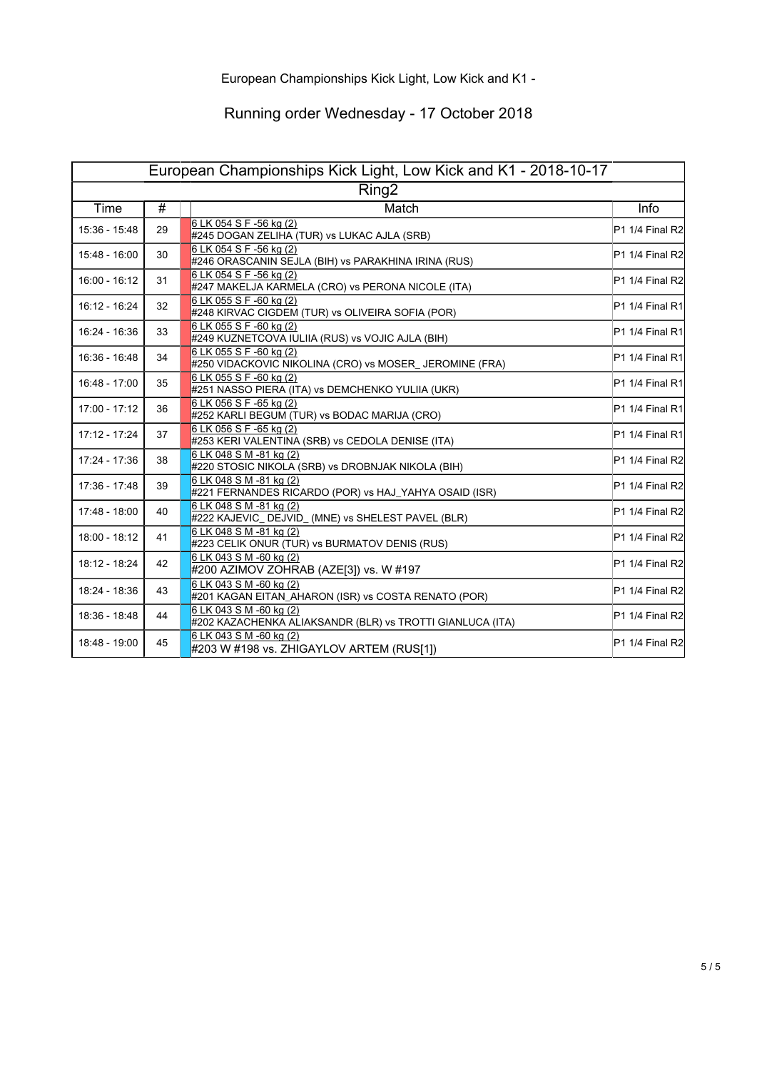European Championships Kick Light, Low Kick and K1 -

Running order Wednesday - 17 October 2018

| European Championships Kick Light, Low Kick and K1 - 2018-10-17 | | | |
|---|---|---|---|
| Ring2 | | | |
| Time | # | Match | Info |
| 15:36 - 15:48 | 29 | 6 LK 054 S F -56 kg (2)<br>#245 DOGAN ZELIHA (TUR) vs LUKAC AJLA (SRB) | P1 1/4 Final R2 |
| 15:48 - 16:00 | 30 | 6 LK 054 S F -56 kg (2)<br>#246 ORASCANIN SEJLA (BIH) vs PARAKHINA IRINA (RUS) | P1 1/4 Final R2 |
| 16:00 - 16:12 | 31 | 6 LK 054 S F -56 kg (2)<br>#247 MAKELJA KARMELA (CRO) vs PERONA NICOLE (ITA) | P1 1/4 Final R2 |
| 16:12 - 16:24 | 32 | 6 LK 055 S F -60 kg (2)<br>#248 KIRVAC CIGDEM (TUR) vs OLIVEIRA SOFIA (POR) | P1 1/4 Final R1 |
| 16:24 - 16:36 | 33 | 6 LK 055 S F -60 kg (2)<br>#249 KUZNETCOVA IULIIA (RUS) vs VOJIC AJLA (BIH) | P1 1/4 Final R1 |
| 16:36 - 16:48 | 34 | 6 LK 055 S F -60 kg (2)<br>#250 VIDACKOVIC NIKOLINA (CRO) vs MOSER_ JEROMINE (FRA) | P1 1/4 Final R1 |
| 16:48 - 17:00 | 35 | 6 LK 055 S F -60 kg (2)<br>#251 NASSO PIERA (ITA) vs DEMCHENKO YULIIA (UKR) | P1 1/4 Final R1 |
| 17:00 - 17:12 | 36 | 6 LK 056 S F -65 kg (2)<br>#252 KARLI BEGUM (TUR) vs BODAC MARIJA (CRO) | P1 1/4 Final R1 |
| 17:12 - 17:24 | 37 | 6 LK 056 S F -65 kg (2)<br>#253 KERI VALENTINA (SRB) vs CEDOLA DENISE (ITA) | P1 1/4 Final R1 |
| 17:24 - 17:36 | 38 | 6 LK 048 S M -81 kg (2)<br>#220 STOSIC NIKOLA (SRB) vs DROBNJAK NIKOLA (BIH) | P1 1/4 Final R2 |
| 17:36 - 17:48 | 39 | 6 LK 048 S M -81 kg (2)<br>#221 FERNANDES RICARDO (POR) vs HAJ_YAHYA OSAID (ISR) | P1 1/4 Final R2 |
| 17:48 - 18:00 | 40 | 6 LK 048 S M -81 kg (2)<br>#222 KAJEVIC_ DEJVID_ (MNE) vs SHELEST PAVEL (BLR) | P1 1/4 Final R2 |
| 18:00 - 18:12 | 41 | 6 LK 048 S M -81 kg (2)<br>#223 CELIK ONUR (TUR) vs BURMATOV DENIS (RUS) | P1 1/4 Final R2 |
| 18:12 - 18:24 | 42 | 6 LK 043 S M -60 kg (2)<br>#200 AZIMOV ZOHRAB (AZE[3]) vs. W #197 | P1 1/4 Final R2 |
| 18:24 - 18:36 | 43 | 6 LK 043 S M -60 kg (2)<br>#201 KAGAN EITAN_AHARON (ISR) vs COSTA RENATO (POR) | P1 1/4 Final R2 |
| 18:36 - 18:48 | 44 | 6 LK 043 S M -60 kg (2)<br>#202 KAZACHENKA ALIAKSANDR (BLR) vs TROTTI GIANLUCA (ITA) | P1 1/4 Final R2 |
| 18:48 - 19:00 | 45 | 6 LK 043 S M -60 kg (2)<br>#203 W #198 vs. ZHIGAYLOV ARTEM (RUS[1]) | P1 1/4 Final R2 |